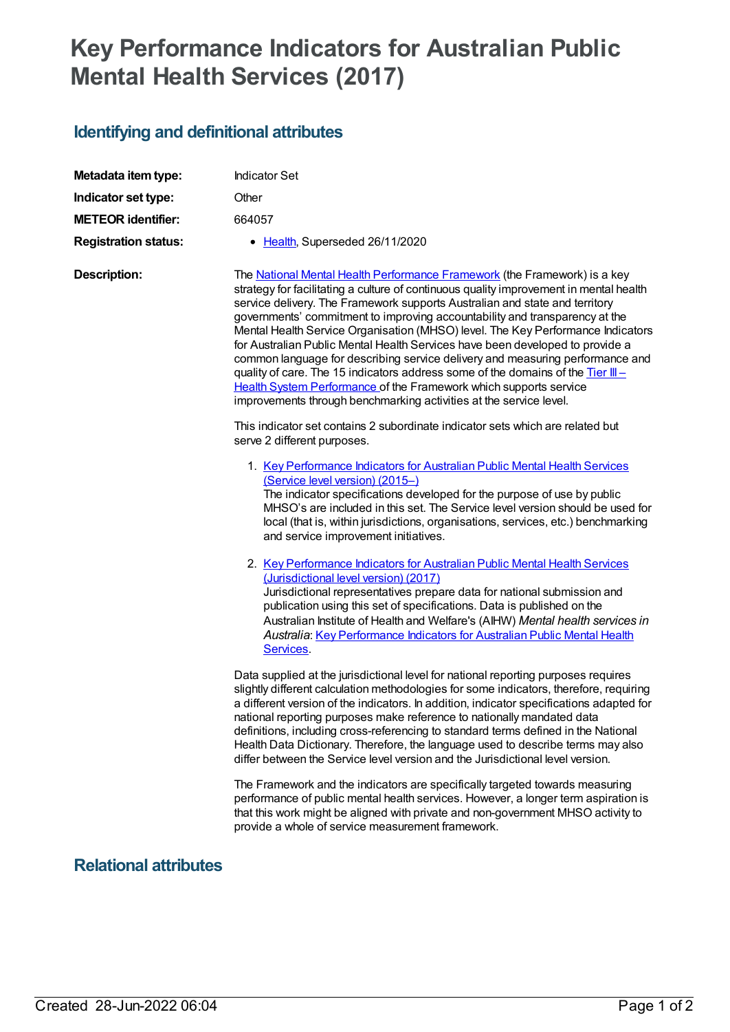# Key Performance Indicators for Australian Public Mental Health Services (2017)

## Identifying and definitional attributes

| | |
|---|---|
| **Metadata item type:** | Indicator Set |
| **Indicator set type:** | Other |
| **METEOR identifier:** | 664057 |
| **Registration status:** | • Health, Superseded 26/11/2020 |

**Description:**

The National Mental Health Performance Framework (the Framework) is a key strategy for facilitating a culture of continuous quality improvement in mental health service delivery. The Framework supports Australian and state and territory governments' commitment to improving accountability and transparency at the Mental Health Service Organisation (MHSO) level. The Key Performance Indicators for Australian Public Mental Health Services have been developed to provide a common language for describing service delivery and measuring performance and quality of care. The 15 indicators address some of the domains of the Tier III – Health System Performance of the Framework which supports service improvements through benchmarking activities at the service level.

This indicator set contains 2 subordinate indicator sets which are related but serve 2 different purposes.

1. Key Performance Indicators for Australian Public Mental Health Services (Service level version) (2015–)
   The indicator specifications developed for the purpose of use by public MHSO's are included in this set. The Service level version should be used for local (that is, within jurisdictions, organisations, services, etc.) benchmarking and service improvement initiatives.

2. Key Performance Indicators for Australian Public Mental Health Services (Jurisdictional level version) (2017)
   Jurisdictional representatives prepare data for national submission and publication using this set of specifications. Data is published on the Australian Institute of Health and Welfare's (AIHW) *Mental health services in Australia*: Key Performance Indicators for Australian Public Mental Health Services.

Data supplied at the jurisdictional level for national reporting purposes requires slightly different calculation methodologies for some indicators, therefore, requiring a different version of the indicators. In addition, indicator specifications adapted for national reporting purposes make reference to nationally mandated data definitions, including cross-referencing to standard terms defined in the National Health Data Dictionary. Therefore, the language used to describe terms may also differ between the Service level version and the Jurisdictional level version.

The Framework and the indicators are specifically targeted towards measuring performance of public mental health services. However, a longer term aspiration is that this work might be aligned with private and non-government MHSO activity to provide a whole of service measurement framework.

## Relational attributes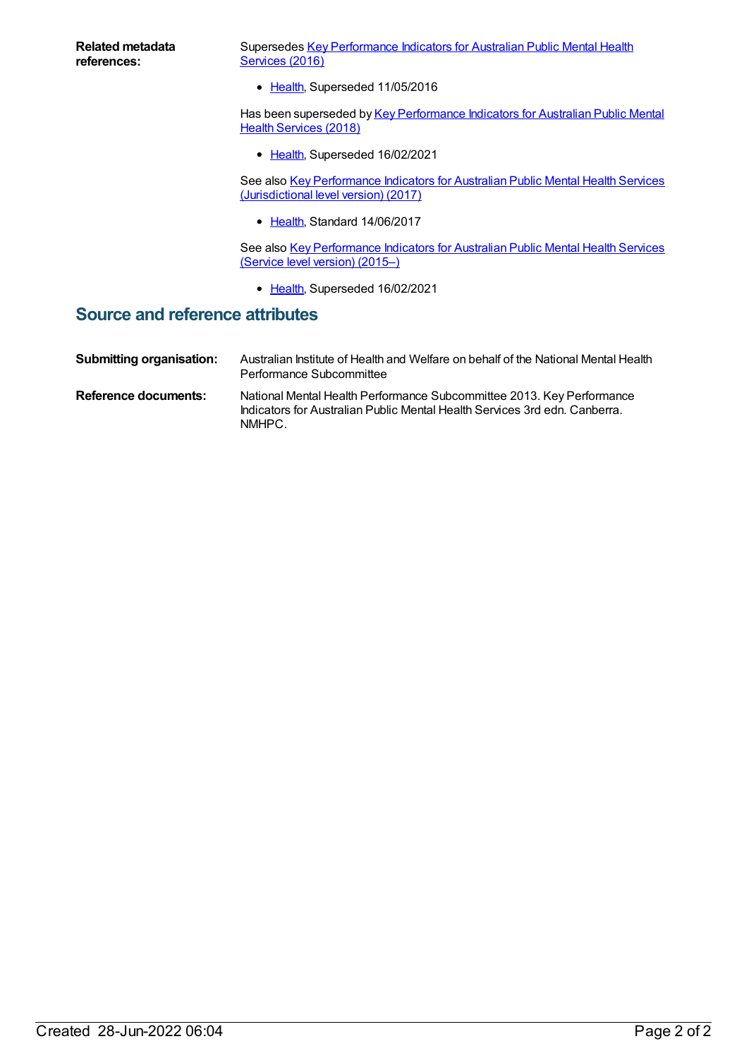**Related metadata references:**

Supersedes Key Performance Indicators for Australian Public Mental Health Services (2016)

- Health, Superseded 11/05/2016

Has been superseded by Key Performance Indicators for Australian Public Mental Health Services (2018)

- Health, Superseded 16/02/2021

See also Key Performance Indicators for Australian Public Mental Health Services (Jurisdictional level version) (2017)

- Health, Standard 14/06/2017

See also Key Performance Indicators for Australian Public Mental Health Services (Service level version) (2015–)

- Health, Superseded 16/02/2021

## Source and reference attributes

**Submitting organisation:** Australian Institute of Health and Welfare on behalf of the National Mental Health Performance Subcommittee

**Reference documents:** National Mental Health Performance Subcommittee 2013. Key Performance Indicators for Australian Public Mental Health Services 3rd edn. Canberra. NMHPC.